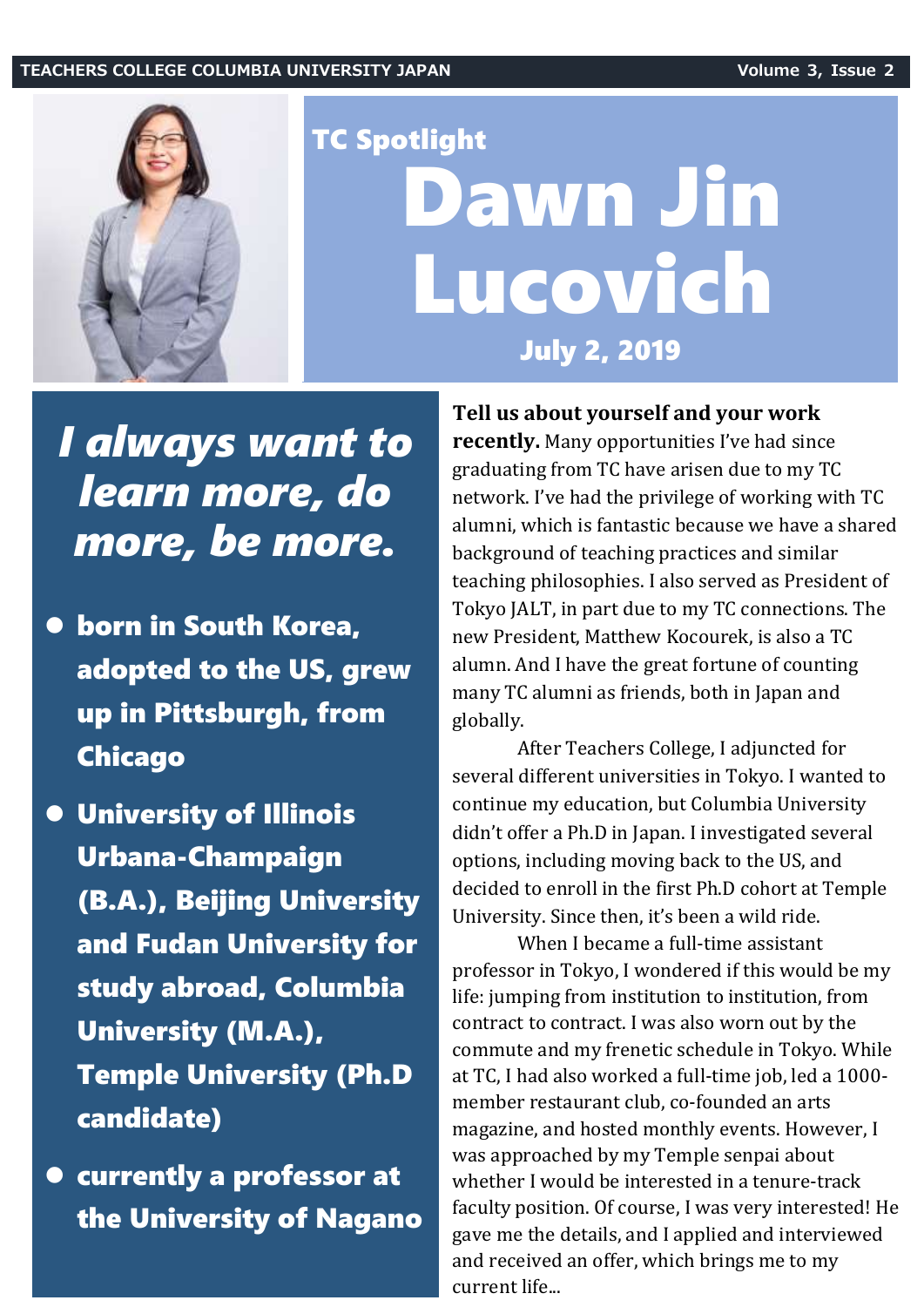TC Spotlight

# Dawn Jin Lucovich

**July 2, 2019**

## *I always want to learn more, do more, be more.*

- **born in South Korea, adopted to the US, grew up in Pittsburgh, from Chicago**
- **University of Illinois Urbana-Champaign (B.A.), Beijing University and Fudan University for study abroad, Columbia University (M.A.), Temple University (Ph.D candidate)**
- **currently a professor at the University of Nagano**

**Tell us about yourself and your work recently.** Many opportunities I've had since graduating from TC have arisen due to my TC network. I've had the privilege of working with TC alumni, which is fantastic because we have a shared background of teaching practices and similar teaching philosophies. I also served as President of Tokyo JALT, in part due to my TC connections. The new President, Matthew Kocourek, is also a TC alum. And I have the great fortune of counting many TC alumni as friends, both in Japan and globally.

After Teachers College, I adjuncted for several different universities in Tokyo. I wanted to continue my education, but Columbia University didn't offer a Ph.D in Japan. I investigated several options, including moving back to the US, and decided to enroll in the first Ph.D cohort at Temple University. Since then, it's been a wild ride.

When I became a full-time assistant professor in Tokyo, I wondered if this would be my life: jumping from institution to institution, from contract to contract. I was also worn out by the commute and my frenetic schedule in Tokyo. While at TC, I had also worked a full-time job, led a 1000-member restaurant club, co-founded an arts magazine, and hosted monthly events. However, I was approached by my Temple senpai about whether I would be interested in a tenure-track faculty position. Of course, I was very interested! He gave me the details, and I applied and interviewed and received an offer, which brings me to my current life...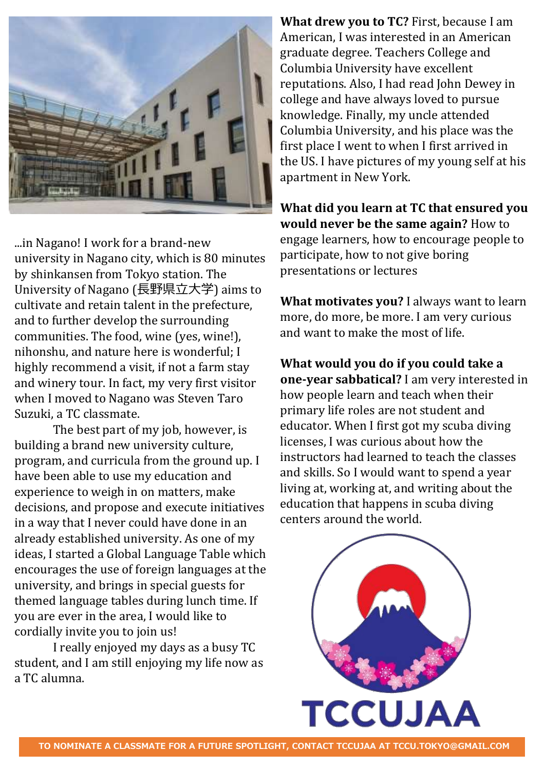...in Nagano! I work for a brand-new university in Nagano city, which is 80 minutes by shinkansen from Tokyo station. The University of Nagano (長野県立大学) aims to cultivate and retain talent in the prefecture, and to further develop the surrounding communities. The food, wine (yes, wine!), nihonshu, and nature here is wonderful; I highly recommend a visit, if not a farm stay and winery tour. In fact, my very first visitor when I moved to Nagano was Steven Taro Suzuki, a TC classmate.

The best part of my job, however, is building a brand new university culture, program, and curricula from the ground up. I have been able to use my education and experience to weigh in on matters, make decisions, and propose and execute initiatives in a way that I never could have done in an already established university. As one of my ideas, I started a Global Language Table which encourages the use of foreign languages at the university, and brings in special guests for themed language tables during lunch time. If you are ever in the area, I would like to cordially invite you to join us!

I really enjoyed my days as a busy TC student, and I am still enjoying my life now as a TC alumna.

**What drew you to TC?** First, because I am American, I was interested in an American graduate degree. Teachers College and Columbia University have excellent reputations. Also, I had read John Dewey in college and have always loved to pursue knowledge. Finally, my uncle attended Columbia University, and his place was the first place I went to when I first arrived in the US. I have pictures of my young self at his apartment in New York.

**What did you learn at TC that ensured you would never be the same again?** How to engage learners, how to encourage people to participate, how to not give boring presentations or lectures

**What motivates you?** I always want to learn more, do more, be more. I am very curious and want to make the most of life.

**What would you do if you could take a one-year sabbatical?** I am very interested in how people learn and teach when their primary life roles are not student and educator. When I first got my scuba diving licenses, I was curious about how the instructors had learned to teach the classes and skills. So I would want to spend a year living at, working at, and writing about the education that happens in scuba diving centers around the world.

TCCUJAA

TO NOMINATE A CLASSMATE FOR A FUTURE SPOTLIGHT, CONTACT TCCUJAA AT TCCU.TOKYO@GMAIL.COM